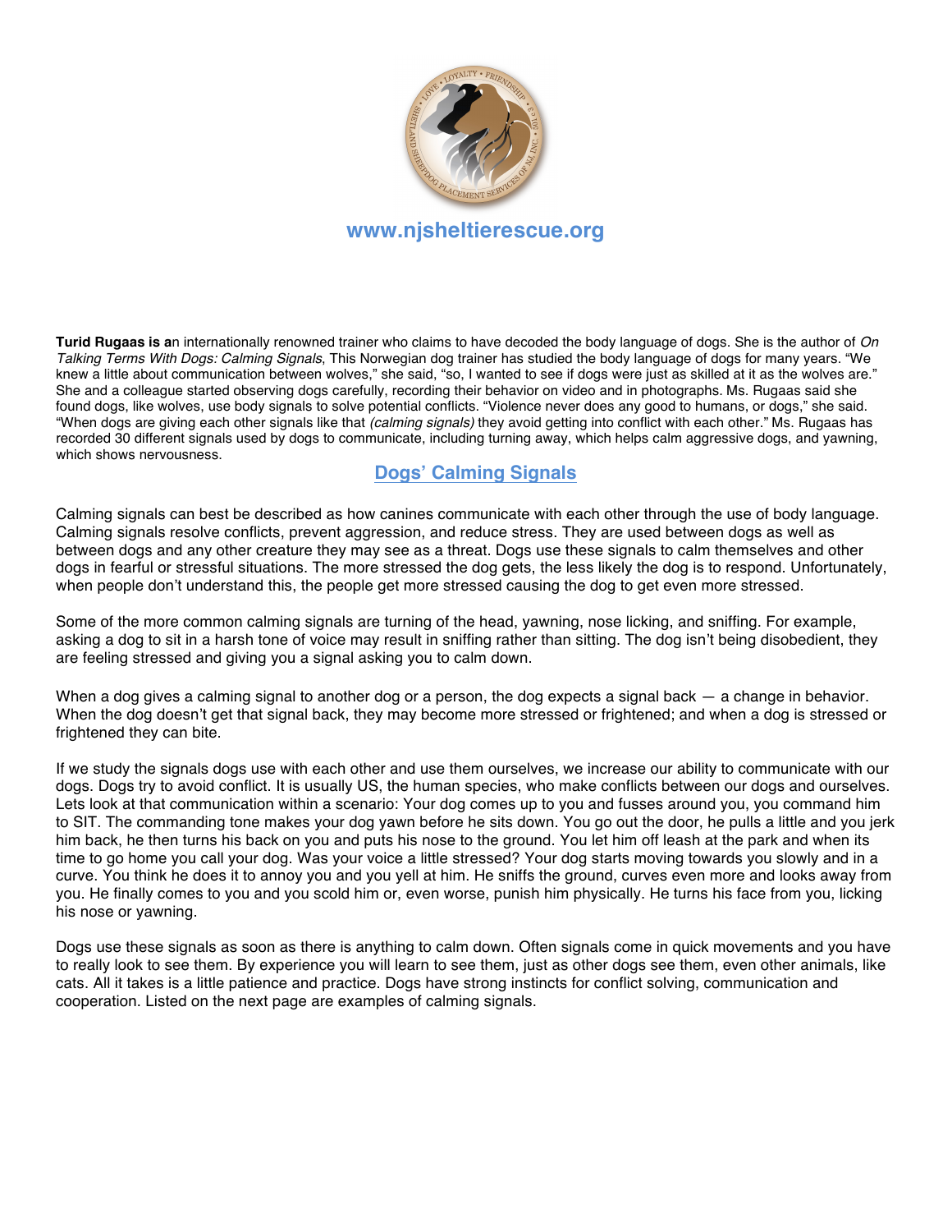www.njsheltierescue.org

**Turid Rugaas is a**n internationally renowned trainer who claims to have decoded the body language of dogs. She is the author of *On Talking Terms With Dogs: Calming Signals*, This Norwegian dog trainer has studied the body language of dogs for many years. "We knew a little about communication between wolves," she said, "so, I wanted to see if dogs were just as skilled at it as the wolves are." She and a colleague started observing dogs carefully, recording their behavior on video and in photographs. Ms. Rugaas said she found dogs, like wolves, use body signals to solve potential conflicts. "Violence never does any good to humans, or dogs," she said. "When dogs are giving each other signals like that *(calming signals)* they avoid getting into conflict with each other." Ms. Rugaas has recorded 30 different signals used by dogs to communicate, including turning away, which helps calm aggressive dogs, and yawning, which shows nervousness.

## Dogs' Calming Signals

Calming signals can best be described as how canines communicate with each other through the use of body language. Calming signals resolve conflicts, prevent aggression, and reduce stress. They are used between dogs as well as between dogs and any other creature they may see as a threat. Dogs use these signals to calm themselves and other dogs in fearful or stressful situations. The more stressed the dog gets, the less likely the dog is to respond. Unfortunately, when people don't understand this, the people get more stressed causing the dog to get even more stressed.

Some of the more common calming signals are turning of the head, yawning, nose licking, and sniffing. For example, asking a dog to sit in a harsh tone of voice may result in sniffing rather than sitting. The dog isn't being disobedient, they are feeling stressed and giving you a signal asking you to calm down.

When a dog gives a calming signal to another dog or a person, the dog expects a signal back — a change in behavior. When the dog doesn't get that signal back, they may become more stressed or frightened; and when a dog is stressed or frightened they can bite.

If we study the signals dogs use with each other and use them ourselves, we increase our ability to communicate with our dogs. Dogs try to avoid conflict. It is usually US, the human species, who make conflicts between our dogs and ourselves. Lets look at that communication within a scenario: Your dog comes up to you and fusses around you, you command him to SIT. The commanding tone makes your dog yawn before he sits down. You go out the door, he pulls a little and you jerk him back, he then turns his back on you and puts his nose to the ground. You let him off leash at the park and when its time to go home you call your dog. Was your voice a little stressed? Your dog starts moving towards you slowly and in a curve. You think he does it to annoy you and you yell at him. He sniffs the ground, curves even more and looks away from you. He finally comes to you and you scold him or, even worse, punish him physically. He turns his face from you, licking his nose or yawning.

Dogs use these signals as soon as there is anything to calm down. Often signals come in quick movements and you have to really look to see them. By experience you will learn to see them, just as other dogs see them, even other animals, like cats. All it takes is a little patience and practice. Dogs have strong instincts for conflict solving, communication and cooperation. Listed on the next page are examples of calming signals.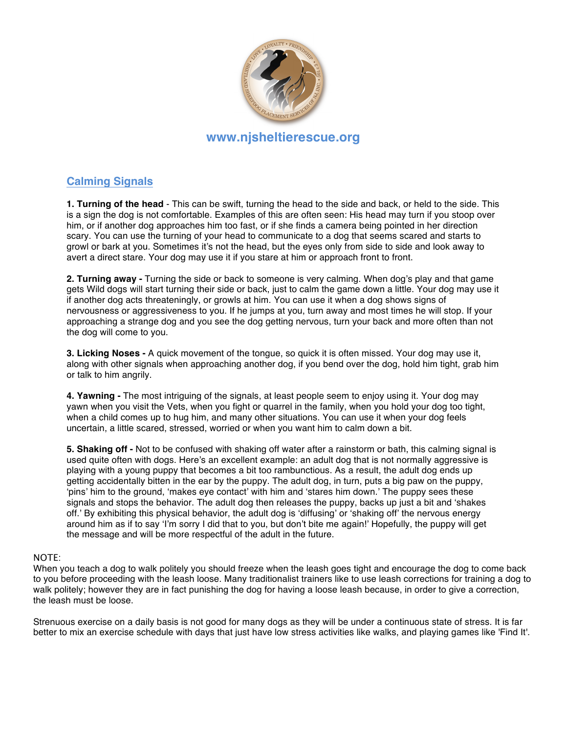www.njshelterescue.org

## Calming Signals

**1. Turning of the head** - This can be swift, turning the head to the side and back, or held to the side. This is a sign the dog is not comfortable. Examples of this are often seen: His head may turn if you stoop over him, or if another dog approaches him too fast, or if she finds a camera being pointed in her direction scary. You can use the turning of your head to communicate to a dog that seems scared and starts to growl or bark at you. Sometimes it's not the head, but the eyes only from side to side and look away to avert a direct stare. Your dog may use it if you stare at him or approach front to front.

**2. Turning away -** Turning the side or back to someone is very calming. When dog's play and that game gets Wild dogs will start turning their side or back, just to calm the game down a little. Your dog may use it if another dog acts threateningly, or growls at him. You can use it when a dog shows signs of nervousness or aggressiveness to you. If he jumps at you, turn away and most times he will stop. If your approaching a strange dog and you see the dog getting nervous, turn your back and more often than not the dog will come to you.

**3. Licking Noses -** A quick movement of the tongue, so quick it is often missed. Your dog may use it, along with other signals when approaching another dog, if you bend over the dog, hold him tight, grab him or talk to him angrily.

**4. Yawning -** The most intriguing of the signals, at least people seem to enjoy using it. Your dog may yawn when you visit the Vets, when you fight or quarrel in the family, when you hold your dog too tight, when a child comes up to hug him, and many other situations. You can use it when your dog feels uncertain, a little scared, stressed, worried or when you want him to calm down a bit.

**5. Shaking off -** Not to be confused with shaking off water after a rainstorm or bath, this calming signal is used quite often with dogs. Here's an excellent example: an adult dog that is not normally aggressive is playing with a young puppy that becomes a bit too rambunctious. As a result, the adult dog ends up getting accidentally bitten in the ear by the puppy. The adult dog, in turn, puts a big paw on the puppy, 'pins' him to the ground, 'makes eye contact' with him and 'stares him down.' The puppy sees these signals and stops the behavior. The adult dog then releases the puppy, backs up just a bit and 'shakes off.' By exhibiting this physical behavior, the adult dog is 'diffusing' or 'shaking off' the nervous energy around him as if to say 'I'm sorry I did that to you, but don't bite me again!' Hopefully, the puppy will get the message and will be more respectful of the adult in the future.

NOTE:
When you teach a dog to walk politely you should freeze when the leash goes tight and encourage the dog to come back to you before proceeding with the leash loose. Many traditionalist trainers like to use leash corrections for training a dog to walk politely; however they are in fact punishing the dog for having a loose leash because, in order to give a correction, the leash must be loose.

Strenuous exercise on a daily basis is not good for many dogs as they will be under a continuous state of stress. It is far better to mix an exercise schedule with days that just have low stress activities like walks, and playing games like 'Find It'.